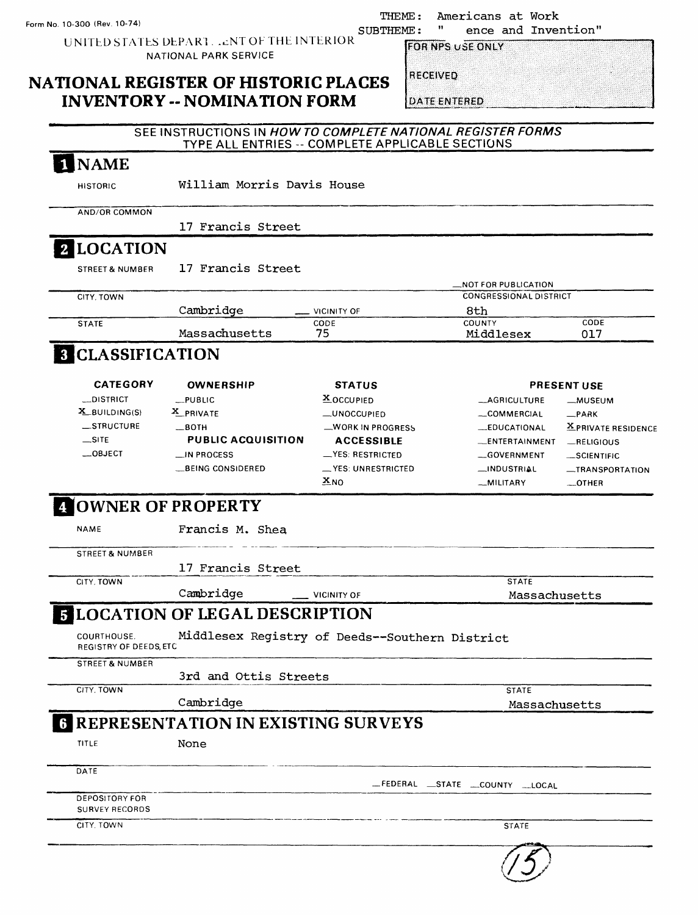Form No. 10-300 (Rev. 10-74)

THEME: Americans at Work
SUBTHEME: " ence and Invention"

UNITED STATES DEPART. .ENT OF THE INTERIOR
NATIONAL PARK SERVICE

# NATIONAL REGISTER OF HISTORIC PLACES INVENTORY -- NOMINATION FORM

FOR NPS USE ONLY

RECEIVED

DATE ENTERED

SEE INSTRUCTIONS IN *HOW TO COMPLETE NATIONAL REGISTER FORMS*
TYPE ALL ENTRIES -- COMPLETE APPLICABLE SECTIONS

## 1 NAME

HISTORIC: William Morris Davis House

AND/OR COMMON: 17 Francis Street

## 2 LOCATION

STREET & NUMBER: 17 Francis Street

_NOT FOR PUBLICATION

CITY, TOWN: Cambridge __ VICINITY OF

CONGRESSIONAL DISTRICT: 8th

STATE: Massachusetts CODE: 75 COUNTY: Middlesex CODE: 017

## 3 CLASSIFICATION

| CATEGORY | OWNERSHIP | STATUS | PRESENT USE | |
|---|---|---|---|---|
| _DISTRICT | _PUBLIC | X OCCUPIED | _AGRICULTURE | _MUSEUM |
| X BUILDING(S) | X PRIVATE | _UNOCCUPIED | _COMMERCIAL | _PARK |
| _STRUCTURE | _BOTH | _WORK IN PROGRESS | _EDUCATIONAL | X PRIVATE RESIDENCE |
| _SITE | **PUBLIC ACQUISITION** | **ACCESSIBLE** | _ENTERTAINMENT | _RELIGIOUS |
| _OBJECT | _IN PROCESS | _YES: RESTRICTED | _GOVERNMENT | _SCIENTIFIC |
| | _BEING CONSIDERED | _YES: UNRESTRICTED | _INDUSTRIAL | _TRANSPORTATION |
| | | X NO | _MILITARY | _OTHER |

## 4 OWNER OF PROPERTY

NAME: Francis M. Shea

STREET & NUMBER: 17 Francis Street

CITY, TOWN: Cambridge __ VICINITY OF STATE: Massachusetts

## 5 LOCATION OF LEGAL DESCRIPTION

COURTHOUSE, REGISTRY OF DEEDS, ETC: Middlesex Registry of Deeds--Southern District

STREET & NUMBER: 3rd and Ottis Streets

CITY, TOWN: Cambridge STATE: Massachusetts

## 6 REPRESENTATION IN EXISTING SURVEYS

TITLE: None

DATE

_FEDERAL _STATE _COUNTY _LOCAL

DEPOSITORY FOR SURVEY RECORDS

CITY, TOWN STATE

(15)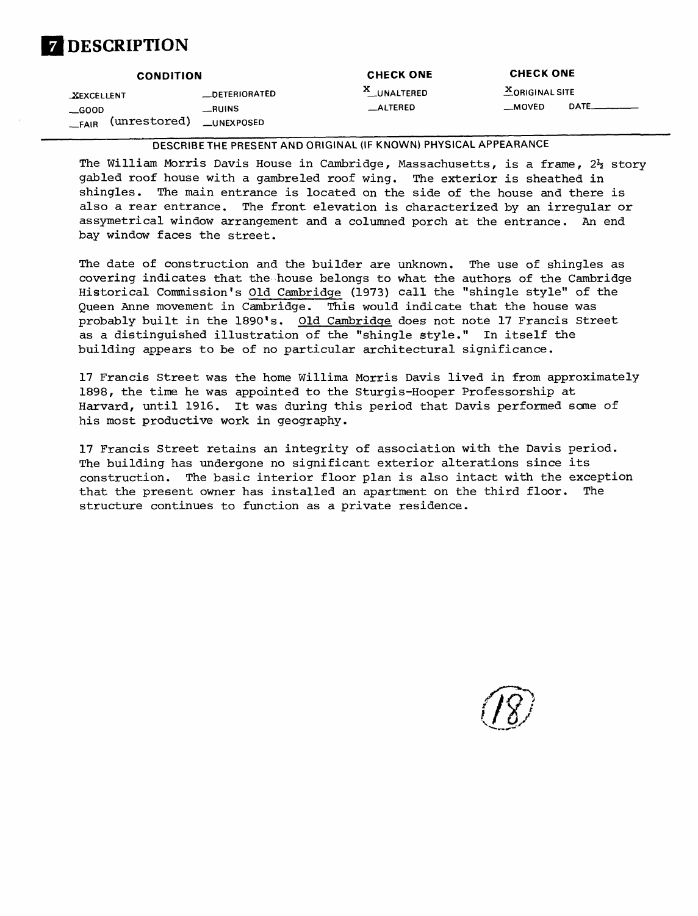# 7 DESCRIPTION

| CONDITION | | CHECK ONE | CHECK ONE |
|---|---|---|---|
| X EXCELLENT | __DETERIORATED | X UNALTERED | X ORIGINAL SITE |
| __GOOD | __RUINS | __ALTERED | __MOVED DATE______ |
| __FAIR (unrestored) | __UNEXPOSED | | |

DESCRIBE THE PRESENT AND ORIGINAL (IF KNOWN) PHYSICAL APPEARANCE

The William Morris Davis House in Cambridge, Massachusetts, is a frame, 2½ story gabled roof house with a gambreled roof wing. The exterior is sheathed in shingles. The main entrance is located on the side of the house and there is also a rear entrance. The front elevation is characterized by an irregular or assymetrical window arrangement and a columned porch at the entrance. An end bay window faces the street.

The date of construction and the builder are unknown. The use of shingles as covering indicates that the house belongs to what the authors of the Cambridge Historical Commission's Old Cambridge (1973) call the "shingle style" of the Queen Anne movement in Cambridge. This would indicate that the house was probably built in the 1890's. Old Cambridge does not note 17 Francis Street as a distinguished illustration of the "shingle style." In itself the building appears to be of no particular architectural significance.

17 Francis Street was the home Willima Morris Davis lived in from approximately 1898, the time he was appointed to the Sturgis-Hooper Professorship at Harvard, until 1916. It was during this period that Davis performed some of his most productive work in geography.

17 Francis Street retains an integrity of association with the Davis period. The building has undergone no significant exterior alterations since its construction. The basic interior floor plan is also intact with the exception that the present owner has installed an apartment on the third floor. The structure continues to function as a private residence.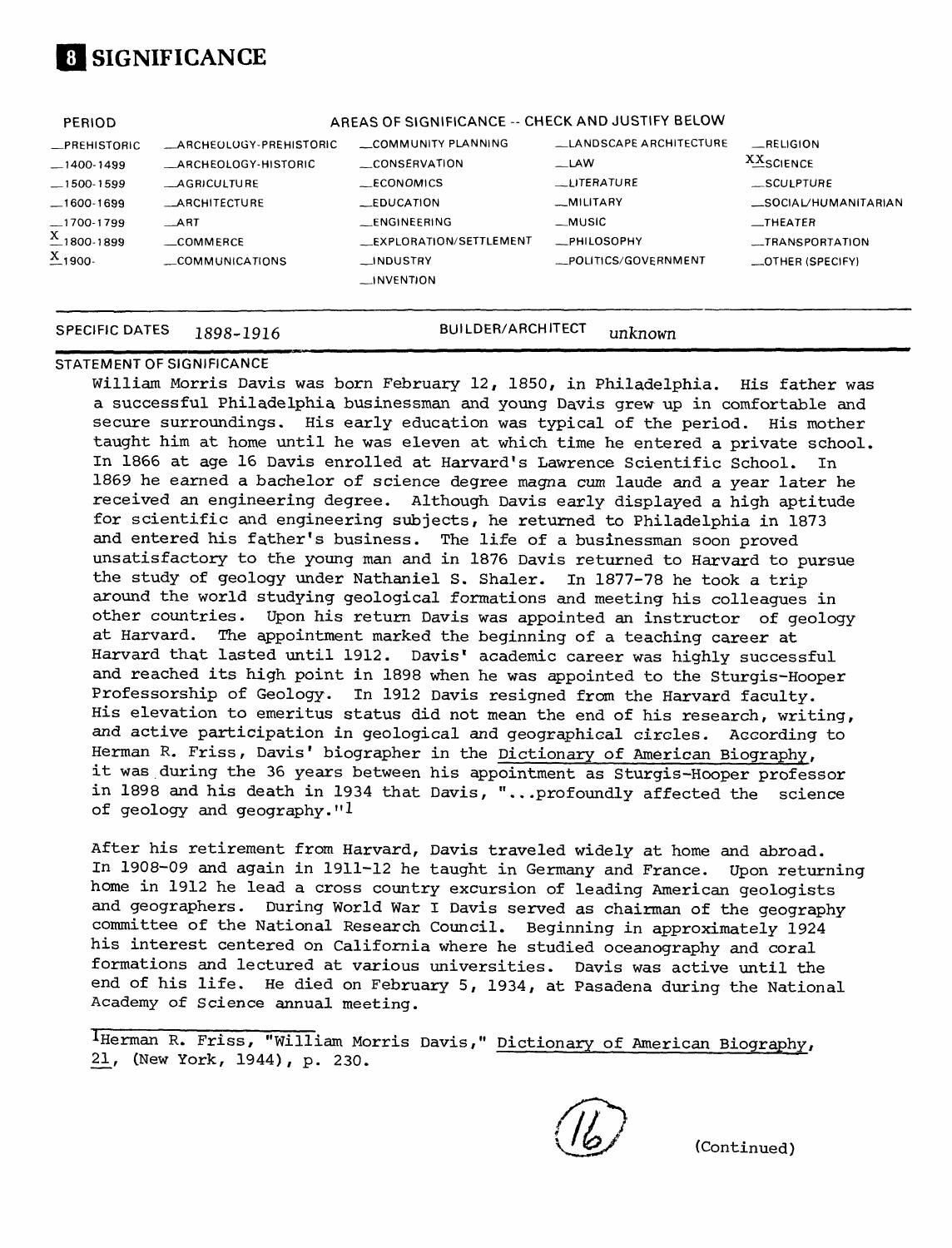# 8 SIGNIFICANCE

| PERIOD | AREAS OF SIGNIFICANCE -- CHECK AND JUSTIFY BELOW | | | |
|---|---|---|---|---|
| _PREHISTORIC | _ARCHEOLOGY-PREHISTORIC | _COMMUNITY PLANNING | _LANDSCAPE ARCHITECTURE | _RELIGION |
| _1400-1499 | _ARCHEOLOGY-HISTORIC | _CONSERVATION | _LAW | XX SCIENCE |
| _1500-1599 | _AGRICULTURE | _ECONOMICS | _LITERATURE | _SCULPTURE |
| _1600-1699 | _ARCHITECTURE | _EDUCATION | _MILITARY | _SOCIAL/HUMANITARIAN |
| _1700-1799 | _ART | _ENGINEERING | _MUSIC | _THEATER |
| X 1800-1899 | _COMMERCE | _EXPLORATION/SETTLEMENT | _PHILOSOPHY | _TRANSPORTATION |
| X 1900- | _COMMUNICATIONS | _INDUSTRY | _POLITICS/GOVERNMENT | _OTHER (SPECIFY) |
| | | _INVENTION | | |

SPECIFIC DATES 1898-1916 BUILDER/ARCHITECT *unknown*

STATEMENT OF SIGNIFICANCE

William Morris Davis was born February 12, 1850, in Philadelphia. His father was a successful Philadelphia businessman and young Davis grew up in comfortable and secure surroundings. His early education was typical of the period. His mother taught him at home until he was eleven at which time he entered a private school. In 1866 at age 16 Davis enrolled at Harvard's Lawrence Scientific School. In 1869 he earned a bachelor of science degree magna cum laude and a year later he received an engineering degree. Although Davis early displayed a high aptitude for scientific and engineering subjects, he returned to Philadelphia in 1873 and entered his father's business. The life of a businessman soon proved unsatisfactory to the young man and in 1876 Davis returned to Harvard to pursue the study of geology under Nathaniel S. Shaler. In 1877-78 he took a trip around the world studying geological formations and meeting his colleagues in other countries. Upon his return Davis was appointed an instructor of geology at Harvard. The appointment marked the beginning of a teaching career at Harvard that lasted until 1912. Davis' academic career was highly successful and reached its high point in 1898 when he was appointed to the Sturgis-Hooper Professorship of Geology. In 1912 Davis resigned from the Harvard faculty. His elevation to emeritus status did not mean the end of his research, writing, and active participation in geological and geographical circles. According to Herman R. Friss, Davis' biographer in the Dictionary of American Biography, it was during the 36 years between his appointment as Sturgis-Hooper professor in 1898 and his death in 1934 that Davis, "...profoundly affected the science of geology and geography."[1]

After his retirement from Harvard, Davis traveled widely at home and abroad. In 1908-09 and again in 1911-12 he taught in Germany and France. Upon returning home in 1912 he lead a cross country excursion of leading American geologists and geographers. During World War I Davis served as chairman of the geography committee of the National Research Council. Beginning in approximately 1924 his interest centered on California where he studied oceanography and coral formations and lectured at various universities. Davis was active until the end of his life. He died on February 5, 1934, at Pasadena during the National Academy of Science annual meeting.

[1] Herman R. Friss, "William Morris Davis," Dictionary of American Biography, 21, (New York, 1944), p. 230.

(Continued)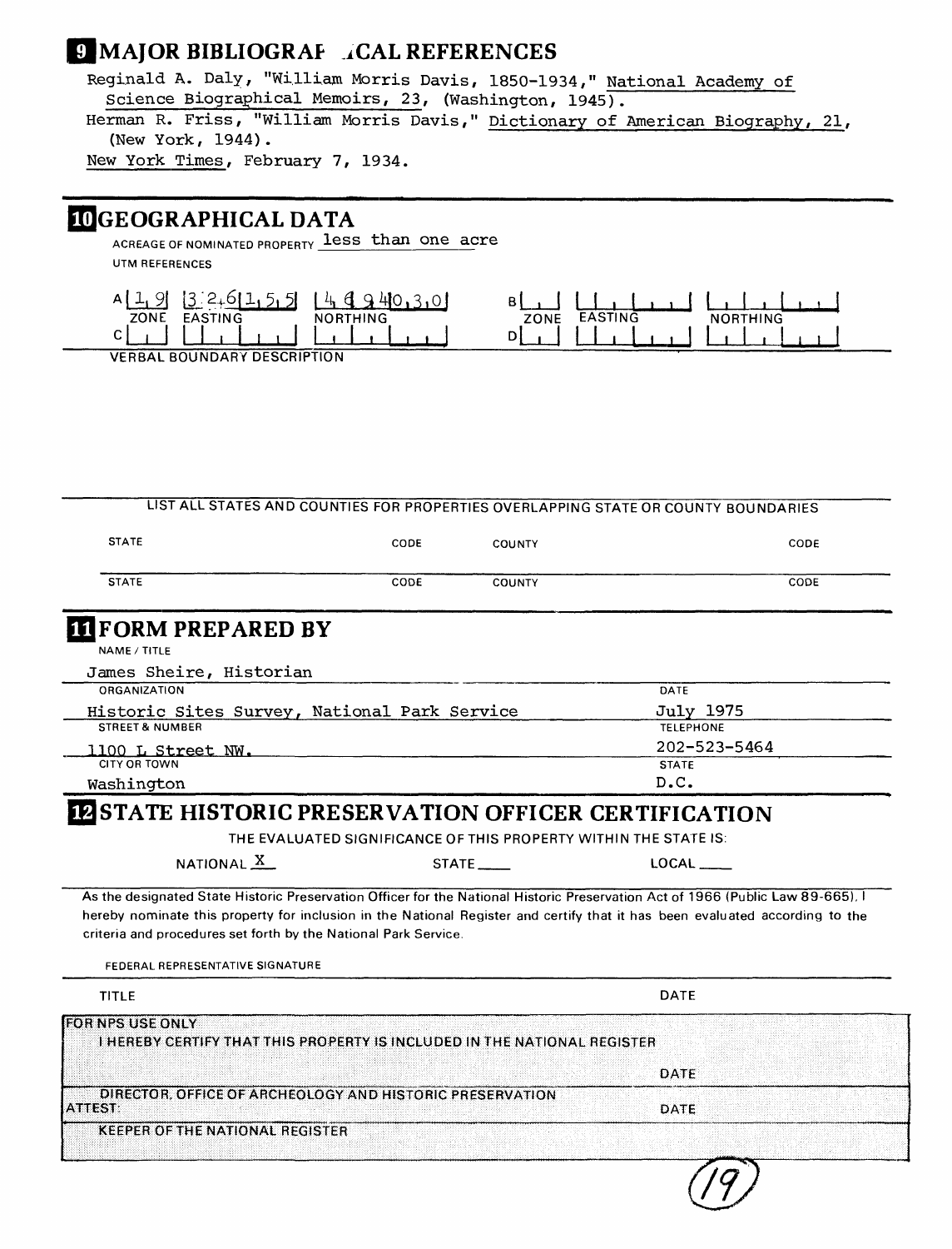## 9 MAJOR BIBLIOGRAPHICAL REFERENCES

Reginald A. Daly, "William Morris Davis, 1850-1934," National Academy of Science Biographical Memoirs, 23, (Washington, 1945).

Herman R. Friss, "William Morris Davis," Dictionary of American Biography, 21, (New York, 1944).

New York Times, February 7, 1934.

## 10 GEOGRAPHICAL DATA

ACREAGE OF NOMINATED PROPERTY less than one acre

UTM REFERENCES

| | ZONE | EASTING | NORTHING |
|---|---|---|---|
| A | 19 | 326155 | 4694030 |
| B | | | |
| C | | | |
| D | | | |

VERBAL BOUNDARY DESCRIPTION

LIST ALL STATES AND COUNTIES FOR PROPERTIES OVERLAPPING STATE OR COUNTY BOUNDARIES

| STATE | CODE | COUNTY | CODE |
|---|---|---|---|
| STATE | CODE | COUNTY | CODE |

## 11 FORM PREPARED BY

NAME / TITLE
James Sheire, Historian

| ORGANIZATION | DATE |
|---|---|
| Historic Sites Survey, National Park Service | July 1975 |
| STREET & NUMBER | TELEPHONE |
| 1100 L Street NW. | 202-523-5464 |
| CITY OR TOWN | STATE |
| Washington | D.C. |

## 12 STATE HISTORIC PRESERVATION OFFICER CERTIFICATION

THE EVALUATED SIGNIFICANCE OF THIS PROPERTY WITHIN THE STATE IS:

NATIONAL X    STATE ___    LOCAL ___

As the designated State Historic Preservation Officer for the National Historic Preservation Act of 1966 (Public Law 89-665), I hereby nominate this property for inclusion in the National Register and certify that it has been evaluated according to the criteria and procedures set forth by the National Park Service.

FEDERAL REPRESENTATIVE SIGNATURE

TITLE    DATE

FOR NPS USE ONLY
I HEREBY CERTIFY THAT THIS PROPERTY IS INCLUDED IN THE NATIONAL REGISTER

DATE

DIRECTOR, OFFICE OF ARCHEOLOGY AND HISTORIC PRESERVATION
ATTEST:    DATE

KEEPER OF THE NATIONAL REGISTER

(19)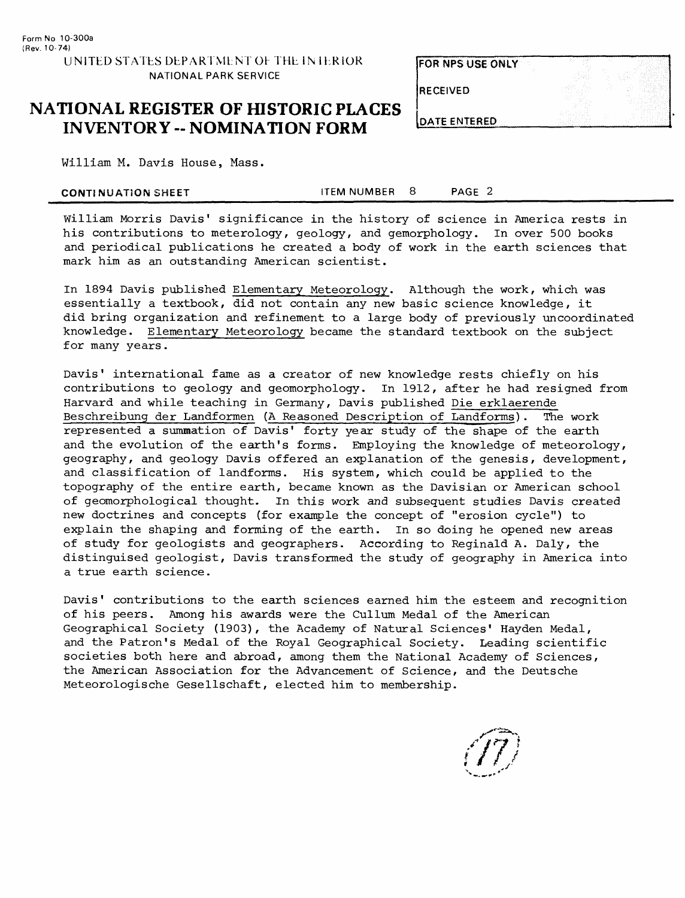Form No 10-300a
(Rev. 10-74)

UNITED STATES DEPARTMENT OF THE INTERIOR
NATIONAL PARK SERVICE

# NATIONAL REGISTER OF HISTORIC PLACES INVENTORY -- NOMINATION FORM

| FOR NPS USE ONLY | |
|---|---|
| RECEIVED | |
| DATE ENTERED | |

William M. Davis House, Mass.

**CONTINUATION SHEET** ITEM NUMBER 8 PAGE 2

William Morris Davis' significance in the history of science in America rests in his contributions to meterology, geology, and gemorphology. In over 500 books and periodical publications he created a body of work in the earth sciences that mark him as an outstanding American scientist.

In 1894 Davis published Elementary Meteorology. Although the work, which was essentially a textbook, did not contain any new basic science knowledge, it did bring organization and refinement to a large body of previously uncoordinated knowledge. Elementary Meteorology became the standard textbook on the subject for many years.

Davis' international fame as a creator of new knowledge rests chiefly on his contributions to geology and geomorphology. In 1912, after he had resigned from Harvard and while teaching in Germany, Davis published Die erklaerende Beschreibung der Landformen (A Reasoned Description of Landforms). The work represented a summation of Davis' forty year study of the shape of the earth and the evolution of the earth's forms. Employing the knowledge of meteorology, geography, and geology Davis offered an explanation of the genesis, development, and classification of landforms. His system, which could be applied to the topography of the entire earth, became known as the Davisian or American school of geomorphological thought. In this work and subsequent studies Davis created new doctrines and concepts (for example the concept of "erosion cycle") to explain the shaping and forming of the earth. In so doing he opened new areas of study for geologists and geographers. According to Reginald A. Daly, the distinguished geologist, Davis transformed the study of geography in America into a true earth science.

Davis' contributions to the earth sciences earned him the esteem and recognition of his peers. Among his awards were the Cullum Medal of the American Geographical Society (1903), the Academy of Natural Sciences' Hayden Medal, and the Patron's Medal of the Royal Geographical Society. Leading scientific societies both here and abroad, among them the National Academy of Sciences, the American Association for the Advancement of Science, and the Deutsche Meteorologische Gesellschaft, elected him to membership.

17